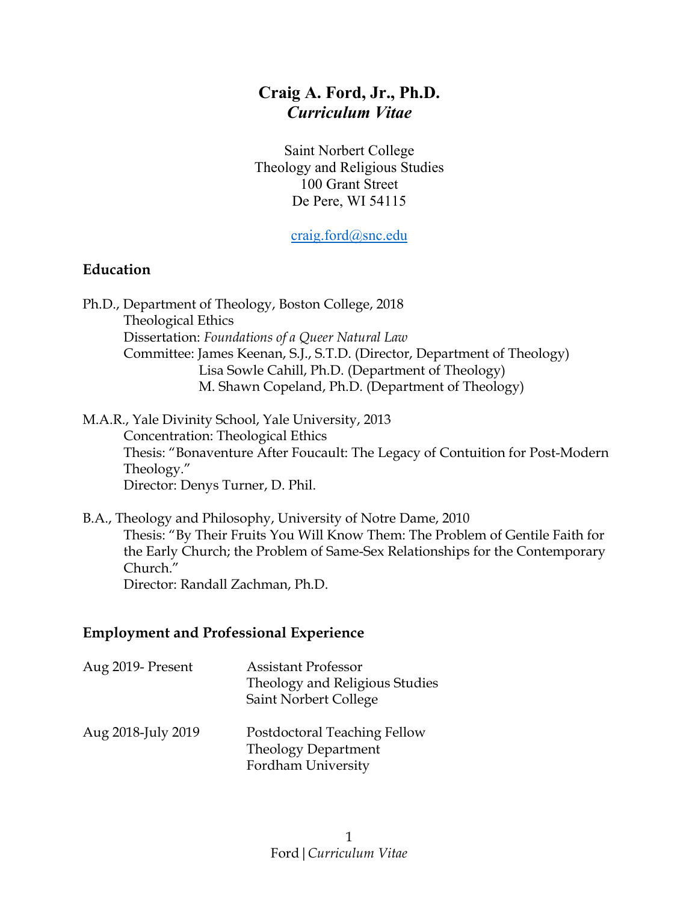# Craig A. Ford, Jr., Ph.D.
## *Curriculum Vitae*

Saint Norbert College
Theology and Religious Studies
100 Grant Street
De Pere, WI 54115

craig.ford@snc.edu

## Education

Ph.D., Department of Theology, Boston College, 2018
Theological Ethics
Dissertation: *Foundations of a Queer Natural Law*
Committee: James Keenan, S.J., S.T.D. (Director, Department of Theology)
Lisa Sowle Cahill, Ph.D. (Department of Theology)
M. Shawn Copeland, Ph.D. (Department of Theology)

M.A.R., Yale Divinity School, Yale University, 2013
Concentration: Theological Ethics
Thesis: "Bonaventure After Foucault: The Legacy of Contuition for Post-Modern Theology."
Director: Denys Turner, D. Phil.

B.A., Theology and Philosophy, University of Notre Dame, 2010
Thesis: "By Their Fruits You Will Know Them: The Problem of Gentile Faith for the Early Church; the Problem of Same-Sex Relationships for the Contemporary Church."
Director: Randall Zachman, Ph.D.

## Employment and Professional Experience

| | |
|---|---|
| Aug 2019- Present | Assistant Professor<br>Theology and Religious Studies<br>Saint Norbert College |
| Aug 2018-July 2019 | Postdoctoral Teaching Fellow<br>Theology Department<br>Fordham University |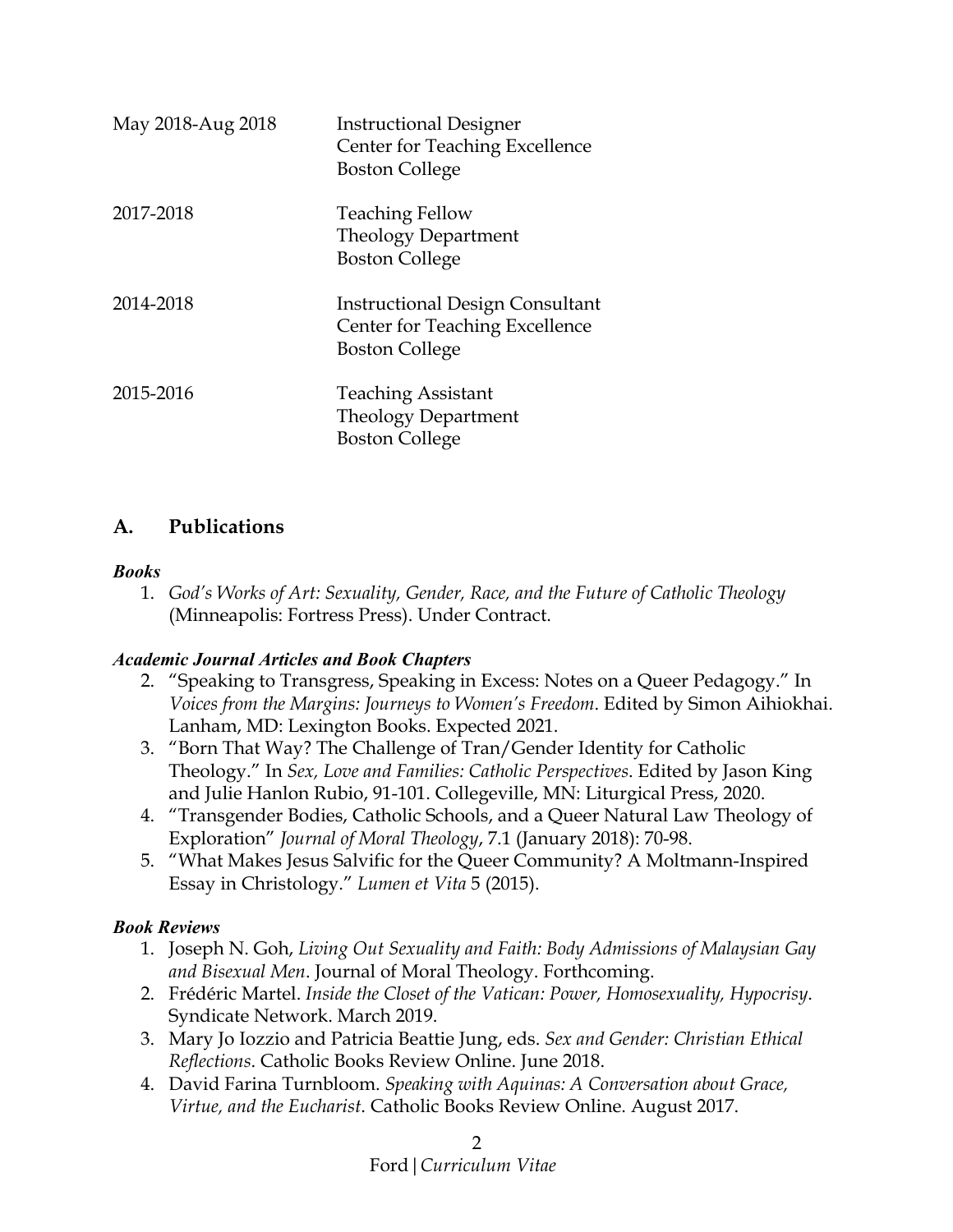| | |
|---|---|
| May 2018-Aug 2018 | Instructional Designer<br>Center for Teaching Excellence<br>Boston College |
| 2017-2018 | Teaching Fellow<br>Theology Department<br>Boston College |
| 2014-2018 | Instructional Design Consultant<br>Center for Teaching Excellence<br>Boston College |
| 2015-2016 | Teaching Assistant<br>Theology Department<br>Boston College |

## A. Publications

***Books***

1. *God's Works of Art: Sexuality, Gender, Race, and the Future of Catholic Theology* (Minneapolis: Fortress Press). Under Contract.

***Academic Journal Articles and Book Chapters***

2. "Speaking to Transgress, Speaking in Excess: Notes on a Queer Pedagogy." In *Voices from the Margins: Journeys to Women's Freedom*. Edited by Simon Aihiokhai. Lanham, MD: Lexington Books. Expected 2021.
3. "Born That Way? The Challenge of Tran/Gender Identity for Catholic Theology." In *Sex, Love and Families: Catholic Perspectives*. Edited by Jason King and Julie Hanlon Rubio, 91-101. Collegeville, MN: Liturgical Press, 2020.
4. "Transgender Bodies, Catholic Schools, and a Queer Natural Law Theology of Exploration" *Journal of Moral Theology*, 7.1 (January 2018): 70-98.
5. "What Makes Jesus Salvific for the Queer Community? A Moltmann-Inspired Essay in Christology." *Lumen et Vita* 5 (2015).

***Book Reviews***

1. Joseph N. Goh, *Living Out Sexuality and Faith: Body Admissions of Malaysian Gay and Bisexual Men*. Journal of Moral Theology. Forthcoming.
2. Frédéric Martel. *Inside the Closet of the Vatican: Power, Homosexuality, Hypocrisy*. Syndicate Network. March 2019.
3. Mary Jo Iozzio and Patricia Beattie Jung, eds. *Sex and Gender: Christian Ethical Reflections*. Catholic Books Review Online. June 2018.
4. David Farina Turnbloom. *Speaking with Aquinas: A Conversation about Grace, Virtue, and the Eucharist*. Catholic Books Review Online. August 2017.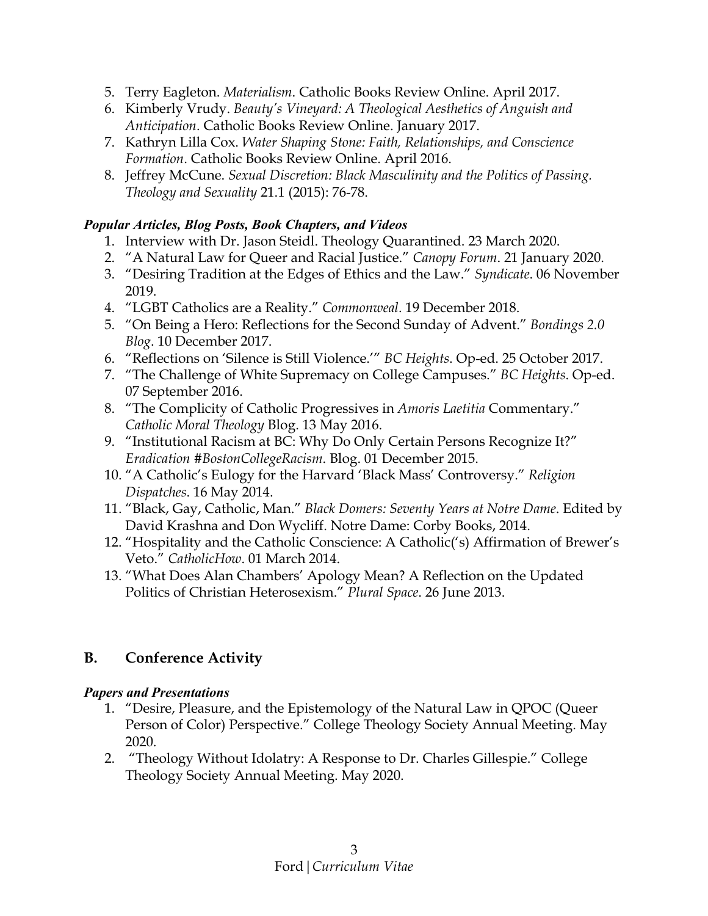5. Terry Eagleton. *Materialism*. Catholic Books Review Online. April 2017.
6. Kimberly Vrudy. *Beauty's Vineyard: A Theological Aesthetics of Anguish and Anticipation*. Catholic Books Review Online. January 2017.
7. Kathryn Lilla Cox. *Water Shaping Stone: Faith, Relationships, and Conscience Formation*. Catholic Books Review Online. April 2016.
8. Jeffrey McCune. *Sexual Discretion: Black Masculinity and the Politics of Passing. Theology and Sexuality* 21.1 (2015): 76-78.

***Popular Articles, Blog Posts, Book Chapters, and Videos***

1. Interview with Dr. Jason Steidl. Theology Quarantined. 23 March 2020.
2. "A Natural Law for Queer and Racial Justice." *Canopy Forum*. 21 January 2020.
3. "Desiring Tradition at the Edges of Ethics and the Law." *Syndicate*. 06 November 2019.
4. "LGBT Catholics are a Reality." *Commonweal*. 19 December 2018.
5. "On Being a Hero: Reflections for the Second Sunday of Advent." *Bondings 2.0 Blog*. 10 December 2017.
6. "Reflections on 'Silence is Still Violence.'" *BC Heights*. Op-ed. 25 October 2017.
7. "The Challenge of White Supremacy on College Campuses." *BC Heights*. Op-ed. 07 September 2016.
8. "The Complicity of Catholic Progressives in *Amoris Laetitia* Commentary." *Catholic Moral Theology* Blog. 13 May 2016.
9. "Institutional Racism at BC: Why Do Only Certain Persons Recognize It?" *Eradication #BostonCollegeRacism*. Blog. 01 December 2015.
10. "A Catholic's Eulogy for the Harvard 'Black Mass' Controversy." *Religion Dispatches*. 16 May 2014.
11. "Black, Gay, Catholic, Man." *Black Domers: Seventy Years at Notre Dame*. Edited by David Krashna and Don Wycliff. Notre Dame: Corby Books, 2014.
12. "Hospitality and the Catholic Conscience: A Catholic('s) Affirmation of Brewer's Veto." *CatholicHow*. 01 March 2014.
13. "What Does Alan Chambers' Apology Mean? A Reflection on the Updated Politics of Christian Heterosexism." *Plural Space*. 26 June 2013.

## B. Conference Activity

***Papers and Presentations***

1. "Desire, Pleasure, and the Epistemology of the Natural Law in QPOC (Queer Person of Color) Perspective." College Theology Society Annual Meeting. May 2020.
2. "Theology Without Idolatry: A Response to Dr. Charles Gillespie." College Theology Society Annual Meeting. May 2020.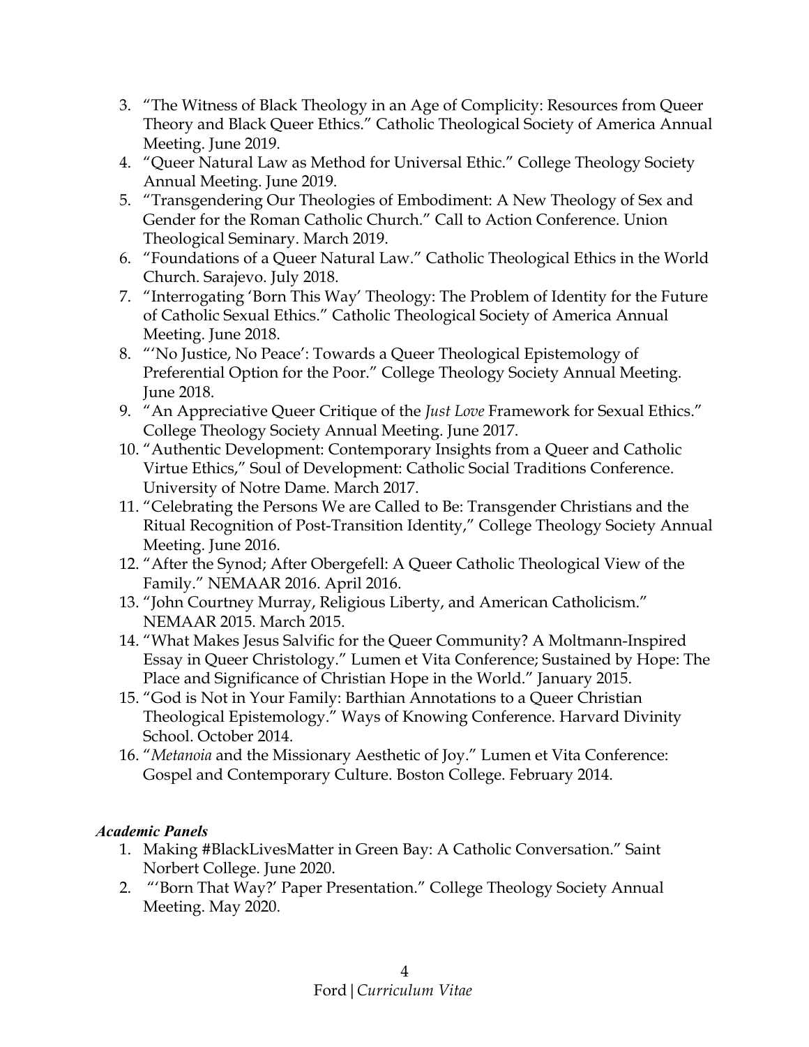3. "The Witness of Black Theology in an Age of Complicity: Resources from Queer Theory and Black Queer Ethics." Catholic Theological Society of America Annual Meeting. June 2019.
4. "Queer Natural Law as Method for Universal Ethic." College Theology Society Annual Meeting. June 2019.
5. "Transgendering Our Theologies of Embodiment: A New Theology of Sex and Gender for the Roman Catholic Church." Call to Action Conference. Union Theological Seminary. March 2019.
6. "Foundations of a Queer Natural Law." Catholic Theological Ethics in the World Church. Sarajevo. July 2018.
7. "Interrogating 'Born This Way' Theology: The Problem of Identity for the Future of Catholic Sexual Ethics." Catholic Theological Society of America Annual Meeting. June 2018.
8. "'No Justice, No Peace': Towards a Queer Theological Epistemology of Preferential Option for the Poor." College Theology Society Annual Meeting. June 2018.
9. "An Appreciative Queer Critique of the *Just Love* Framework for Sexual Ethics." College Theology Society Annual Meeting. June 2017.
10. "Authentic Development: Contemporary Insights from a Queer and Catholic Virtue Ethics," Soul of Development: Catholic Social Traditions Conference. University of Notre Dame. March 2017.
11. "Celebrating the Persons We are Called to Be: Transgender Christians and the Ritual Recognition of Post-Transition Identity," College Theology Society Annual Meeting. June 2016.
12. "After the Synod; After Obergefell: A Queer Catholic Theological View of the Family." NEMAAR 2016. April 2016.
13. "John Courtney Murray, Religious Liberty, and American Catholicism." NEMAAR 2015. March 2015.
14. "What Makes Jesus Salvific for the Queer Community? A Moltmann-Inspired Essay in Queer Christology." Lumen et Vita Conference; Sustained by Hope: The Place and Significance of Christian Hope in the World." January 2015.
15. "God is Not in Your Family: Barthian Annotations to a Queer Christian Theological Epistemology." Ways of Knowing Conference. Harvard Divinity School. October 2014.
16. "*Metanoia* and the Missionary Aesthetic of Joy." Lumen et Vita Conference: Gospel and Contemporary Culture. Boston College. February 2014.

***Academic Panels***

1. Making #BlackLivesMatter in Green Bay: A Catholic Conversation." Saint Norbert College. June 2020.
2. "'Born That Way?' Paper Presentation." College Theology Society Annual Meeting. May 2020.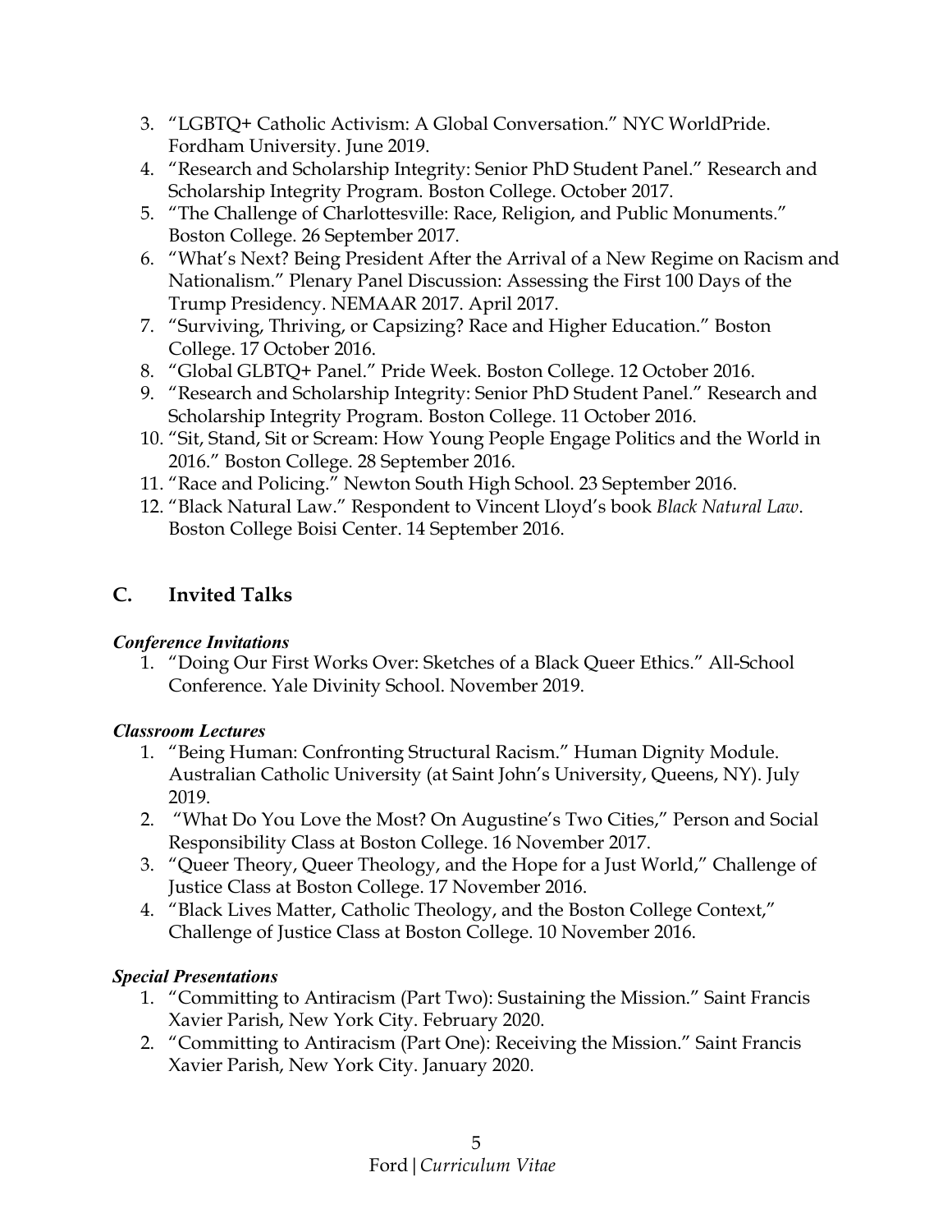3. "LGBTQ+ Catholic Activism: A Global Conversation." NYC WorldPride. Fordham University. June 2019.
4. "Research and Scholarship Integrity: Senior PhD Student Panel." Research and Scholarship Integrity Program. Boston College. October 2017.
5. "The Challenge of Charlottesville: Race, Religion, and Public Monuments." Boston College. 26 September 2017.
6. "What's Next? Being President After the Arrival of a New Regime on Racism and Nationalism." Plenary Panel Discussion: Assessing the First 100 Days of the Trump Presidency. NEMAAR 2017. April 2017.
7. "Surviving, Thriving, or Capsizing? Race and Higher Education." Boston College. 17 October 2016.
8. "Global GLBTQ+ Panel." Pride Week. Boston College. 12 October 2016.
9. "Research and Scholarship Integrity: Senior PhD Student Panel." Research and Scholarship Integrity Program. Boston College. 11 October 2016.
10. "Sit, Stand, Sit or Scream: How Young People Engage Politics and the World in 2016." Boston College. 28 September 2016.
11. "Race and Policing." Newton South High School. 23 September 2016.
12. "Black Natural Law." Respondent to Vincent Lloyd's book *Black Natural Law*. Boston College Boisi Center. 14 September 2016.

## C. Invited Talks

***Conference Invitations***

1. "Doing Our First Works Over: Sketches of a Black Queer Ethics." All-School Conference. Yale Divinity School. November 2019.

***Classroom Lectures***

1. "Being Human: Confronting Structural Racism." Human Dignity Module. Australian Catholic University (at Saint John's University, Queens, NY). July 2019.
2. "What Do You Love the Most? On Augustine's Two Cities," Person and Social Responsibility Class at Boston College. 16 November 2017.
3. "Queer Theory, Queer Theology, and the Hope for a Just World," Challenge of Justice Class at Boston College. 17 November 2016.
4. "Black Lives Matter, Catholic Theology, and the Boston College Context," Challenge of Justice Class at Boston College. 10 November 2016.

***Special Presentations***

1. "Committing to Antiracism (Part Two): Sustaining the Mission." Saint Francis Xavier Parish, New York City. February 2020.
2. "Committing to Antiracism (Part One): Receiving the Mission." Saint Francis Xavier Parish, New York City. January 2020.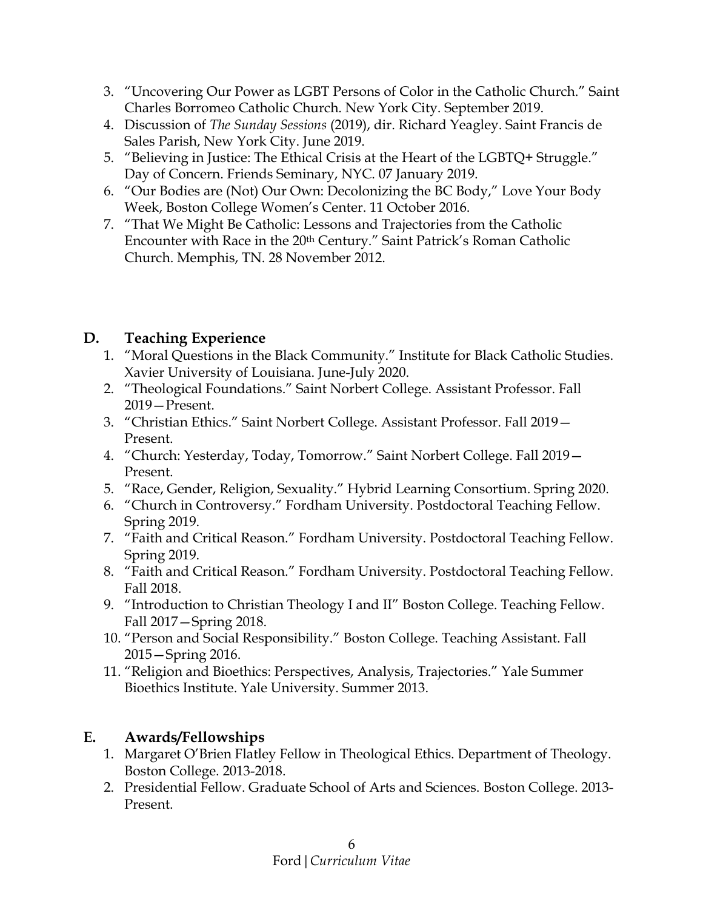3. “Uncovering Our Power as LGBT Persons of Color in the Catholic Church.” Saint Charles Borromeo Catholic Church. New York City. September 2019.
4. Discussion of *The Sunday Sessions* (2019), dir. Richard Yeagley. Saint Francis de Sales Parish, New York City. June 2019.
5. “Believing in Justice: The Ethical Crisis at the Heart of the LGBTQ+ Struggle.” Day of Concern. Friends Seminary, NYC. 07 January 2019.
6. “Our Bodies are (Not) Our Own: Decolonizing the BC Body,” Love Your Body Week, Boston College Women’s Center. 11 October 2016.
7. “That We Might Be Catholic: Lessons and Trajectories from the Catholic Encounter with Race in the 20th Century.” Saint Patrick’s Roman Catholic Church. Memphis, TN. 28 November 2012.

## D. Teaching Experience

1. “Moral Questions in the Black Community.” Institute for Black Catholic Studies. Xavier University of Louisiana. June-July 2020.
2. “Theological Foundations.” Saint Norbert College. Assistant Professor. Fall 2019—Present.
3. “Christian Ethics.” Saint Norbert College. Assistant Professor. Fall 2019—Present.
4. “Church: Yesterday, Today, Tomorrow.” Saint Norbert College. Fall 2019—Present.
5. “Race, Gender, Religion, Sexuality.” Hybrid Learning Consortium. Spring 2020.
6. “Church in Controversy.” Fordham University. Postdoctoral Teaching Fellow. Spring 2019.
7. “Faith and Critical Reason.” Fordham University. Postdoctoral Teaching Fellow. Spring 2019.
8. “Faith and Critical Reason.” Fordham University. Postdoctoral Teaching Fellow. Fall 2018.
9. “Introduction to Christian Theology I and II” Boston College. Teaching Fellow. Fall 2017—Spring 2018.
10. “Person and Social Responsibility.” Boston College. Teaching Assistant. Fall 2015—Spring 2016.
11. “Religion and Bioethics: Perspectives, Analysis, Trajectories.” Yale Summer Bioethics Institute. Yale University. Summer 2013.

## E. Awards/Fellowships

1. Margaret O’Brien Flatley Fellow in Theological Ethics. Department of Theology. Boston College. 2013-2018.
2. Presidential Fellow. Graduate School of Arts and Sciences. Boston College. 2013-Present.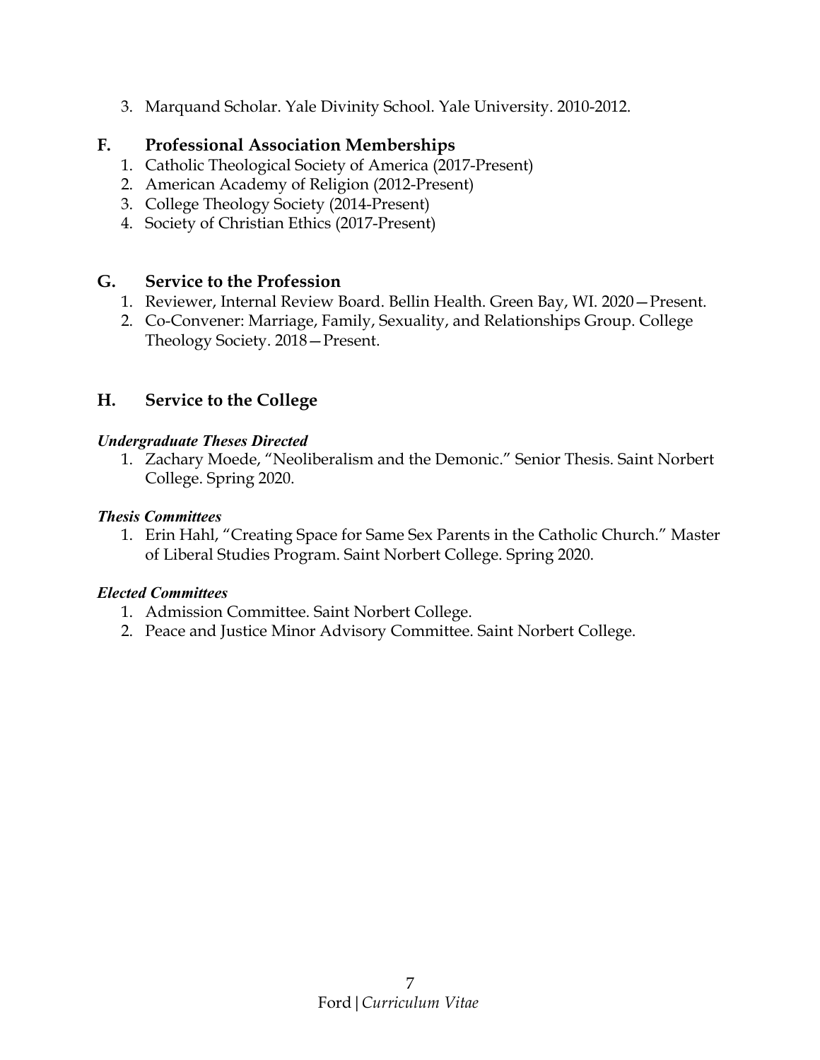3. Marquand Scholar. Yale Divinity School. Yale University. 2010-2012.

## F. Professional Association Memberships

1. Catholic Theological Society of America (2017-Present)
2. American Academy of Religion (2012-Present)
3. College Theology Society (2014-Present)
4. Society of Christian Ethics (2017-Present)

## G. Service to the Profession

1. Reviewer, Internal Review Board. Bellin Health. Green Bay, WI. 2020—Present.
2. Co-Convener: Marriage, Family, Sexuality, and Relationships Group. College Theology Society. 2018—Present.

## H. Service to the College

***Undergraduate Theses Directed***

1. Zachary Moede, "Neoliberalism and the Demonic." Senior Thesis. Saint Norbert College. Spring 2020.

***Thesis Committees***

1. Erin Hahl, "Creating Space for Same Sex Parents in the Catholic Church." Master of Liberal Studies Program. Saint Norbert College. Spring 2020.

***Elected Committees***

1. Admission Committee. Saint Norbert College.
2. Peace and Justice Minor Advisory Committee. Saint Norbert College.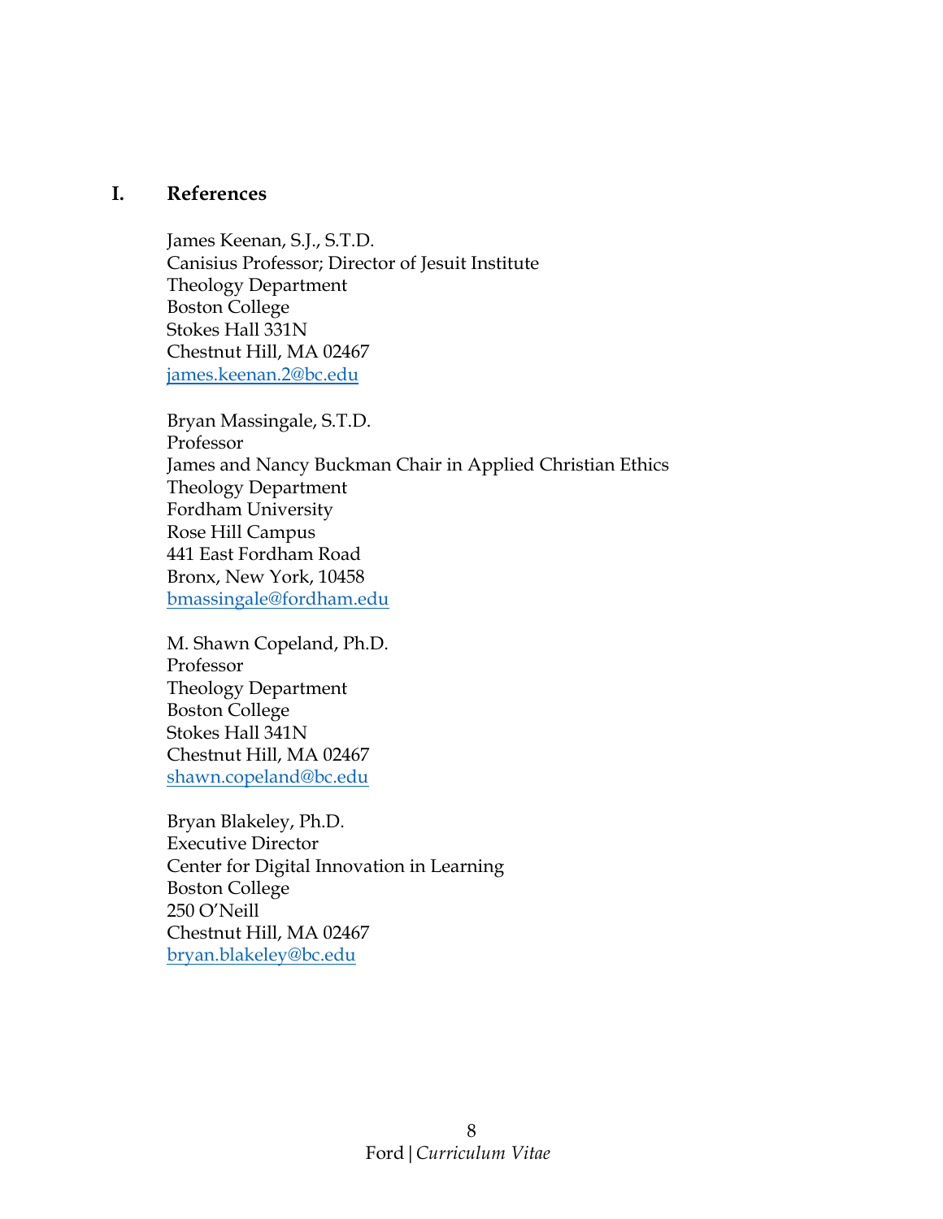## I. References

James Keenan, S.J., S.T.D.
Canisius Professor; Director of Jesuit Institute
Theology Department
Boston College
Stokes Hall 331N
Chestnut Hill, MA 02467
james.keenan.2@bc.edu

Bryan Massingale, S.T.D.
Professor
James and Nancy Buckman Chair in Applied Christian Ethics
Theology Department
Fordham University
Rose Hill Campus
441 East Fordham Road
Bronx, New York, 10458
bmassingale@fordham.edu

M. Shawn Copeland, Ph.D.
Professor
Theology Department
Boston College
Stokes Hall 341N
Chestnut Hill, MA 02467
shawn.copeland@bc.edu

Bryan Blakeley, Ph.D.
Executive Director
Center for Digital Innovation in Learning
Boston College
250 O'Neill
Chestnut Hill, MA 02467
bryan.blakeley@bc.edu